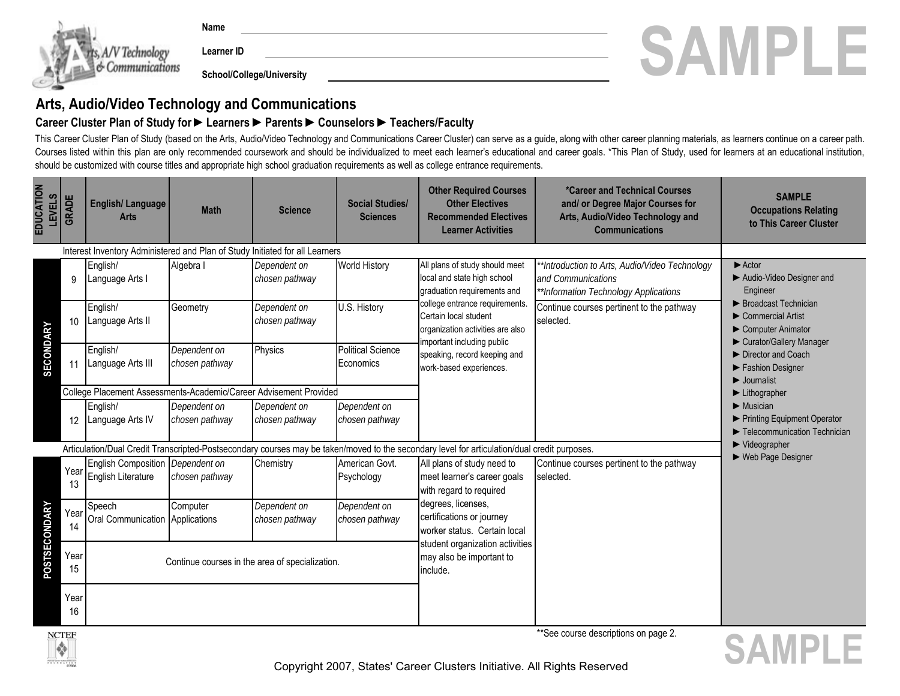Name ______________________________

Learner ID ______________________________

School/College/University ______________________________

SAMPLE

# Arts, Audio/Video Technology and Communications

## Career Cluster Plan of Study for ► Learners ► Parents ► Counselors ► Teachers/Faculty

This Career Cluster Plan of Study (based on the Arts, Audio/Video Technology and Communications Career Cluster) can serve as a guide, along with other career planning materials, as learners continue on a career path. Courses listed within this plan are only recommended coursework and should be individualized to meet each learner's educational and career goals. *This Plan of Study, used for learners at an educational institution, should be customized with course titles and appropriate high school graduation requirements as well as college entrance requirements.

| EDUCATION LEVELS | GRADE | English/ Language Arts | Math | Science | Social Studies/ Sciences | Other Required Courses Other Electives Recommended Electives Learner Activities | *Career and Technical Courses and/ or Degree Major Courses for Arts, Audio/Video Technology and Communications | SAMPLE Occupations Relating to This Career Cluster |
|---|---|---|---|---|---|---|---|---|
| | Interest Inventory Administered and Plan of Study Initiated for all Learners | | | | | | | |
| SECONDARY | 9 | English/ Language Arts I | Algebra I | *Dependent on chosen pathway* | World History | All plans of study should meet local and state high school graduation requirements and college entrance requirements. Certain local student organization activities are also important including public speaking, record keeping and work-based experiences. | *\*\*Introduction to Arts, Audio/Video Technology and Communications* *\*\*Information Technology Applications* | ► Actor ► Audio-Video Designer and Engineer ► Broadcast Technician ► Commercial Artist ► Computer Animator ► Curator/Gallery Manager ► Director and Coach ► Fashion Designer ► Journalist ► Lithographer ► Musician ► Printing Equipment Operator ► Telecommunication Technician ► Videographer ► Web Page Designer |
| SECONDARY | 10 | English/ Language Arts II | Geometry | *Dependent on chosen pathway* | U.S. History | | Continue courses pertinent to the pathway selected. | |
| SECONDARY | 11 | English/ Language Arts III | *Dependent on chosen pathway* | Physics | Political Science Economics | | | |
| | College Placement Assessments-Academic/Career Advisement Provided | | | | | | | |
| SECONDARY | 12 | English/ Language Arts IV | *Dependent on chosen pathway* | *Dependent on chosen pathway* | *Dependent on chosen pathway* | | | |
| | Articulation/Dual Credit Transcripted-Postsecondary courses may be taken/moved to the secondary level for articulation/dual credit purposes. | | | | | | | |
| POSTSECONDARY | Year 13 | English Composition English Literature | *Dependent on chosen pathway* | Chemistry | American Govt. Psychology | All plans of study need to meet learner's career goals with regard to required degrees, licenses, certifications or journey worker status. Certain local student organization activities may also be important to include. | Continue courses pertinent to the pathway selected. | |
| POSTSECONDARY | Year 14 | Speech Oral Communication | Computer Applications | *Dependent on chosen pathway* | *Dependent on chosen pathway* | | | |
| POSTSECONDARY | Year 15 | Continue courses in the area of specialization. | | | | | | |
| POSTSECONDARY | Year 16 | | | | | | | |

**See course descriptions on page 2.

SAMPLE

Copyright 2007, States' Career Clusters Initiative. All Rights Reserved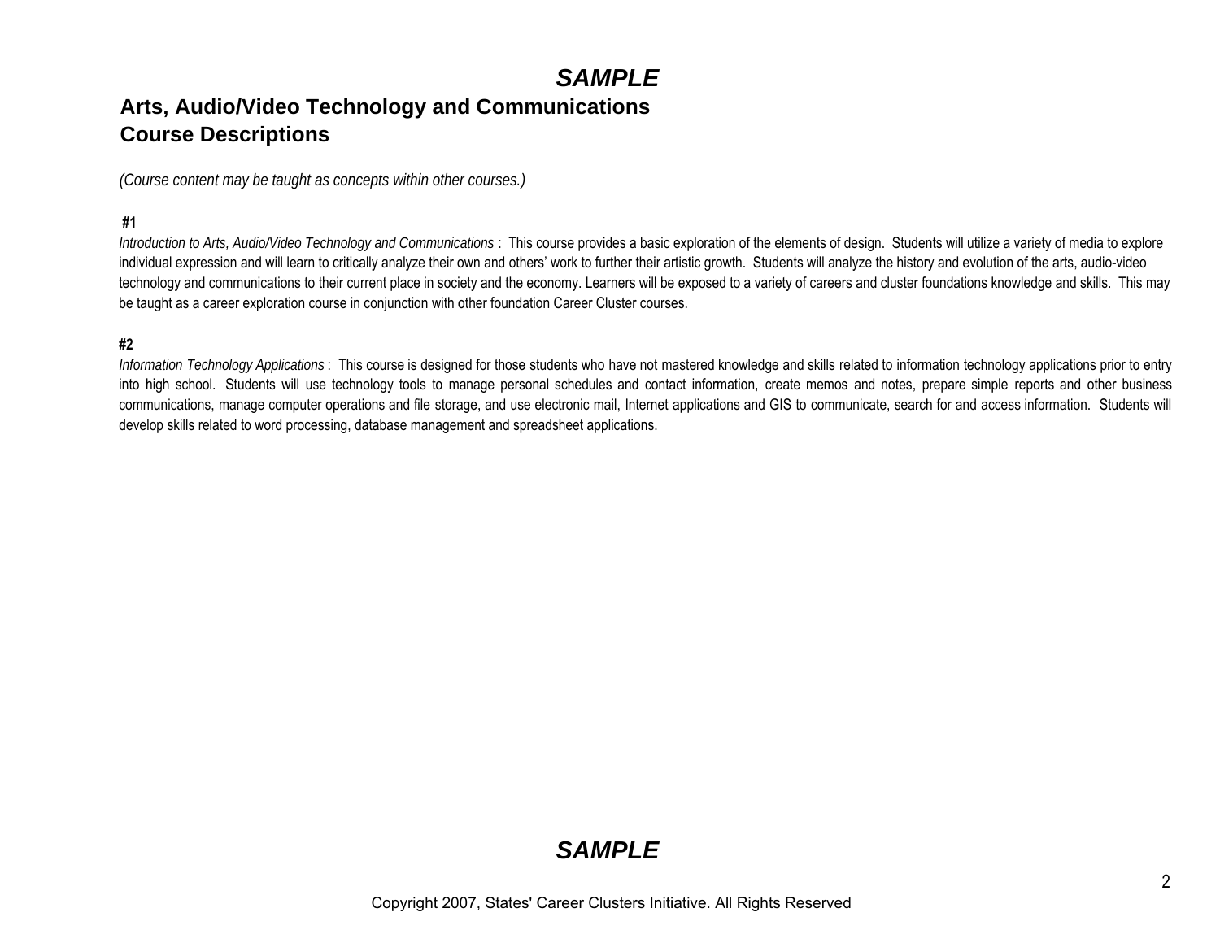# *SAMPLE*

## Arts, Audio/Video Technology and Communications Course Descriptions

*(Course content may be taught as concepts within other courses.)*

**#1**

*Introduction to Arts, Audio/Video Technology and Communications* : This course provides a basic exploration of the elements of design. Students will utilize a variety of media to explore individual expression and will learn to critically analyze their own and others' work to further their artistic growth. Students will analyze the history and evolution of the arts, audio-video technology and communications to their current place in society and the economy. Learners will be exposed to a variety of careers and cluster foundations knowledge and skills. This may be taught as a career exploration course in conjunction with other foundation Career Cluster courses.

**#2**

*Information Technology Applications* : This course is designed for those students who have not mastered knowledge and skills related to information technology applications prior to entry into high school. Students will use technology tools to manage personal schedules and contact information, create memos and notes, prepare simple reports and other business communications, manage computer operations and file storage, and use electronic mail, Internet applications and GIS to communicate, search for and access information. Students will develop skills related to word processing, database management and spreadsheet applications.

***SAMPLE***

Copyright 2007, States' Career Clusters Initiative. All Rights Reserved